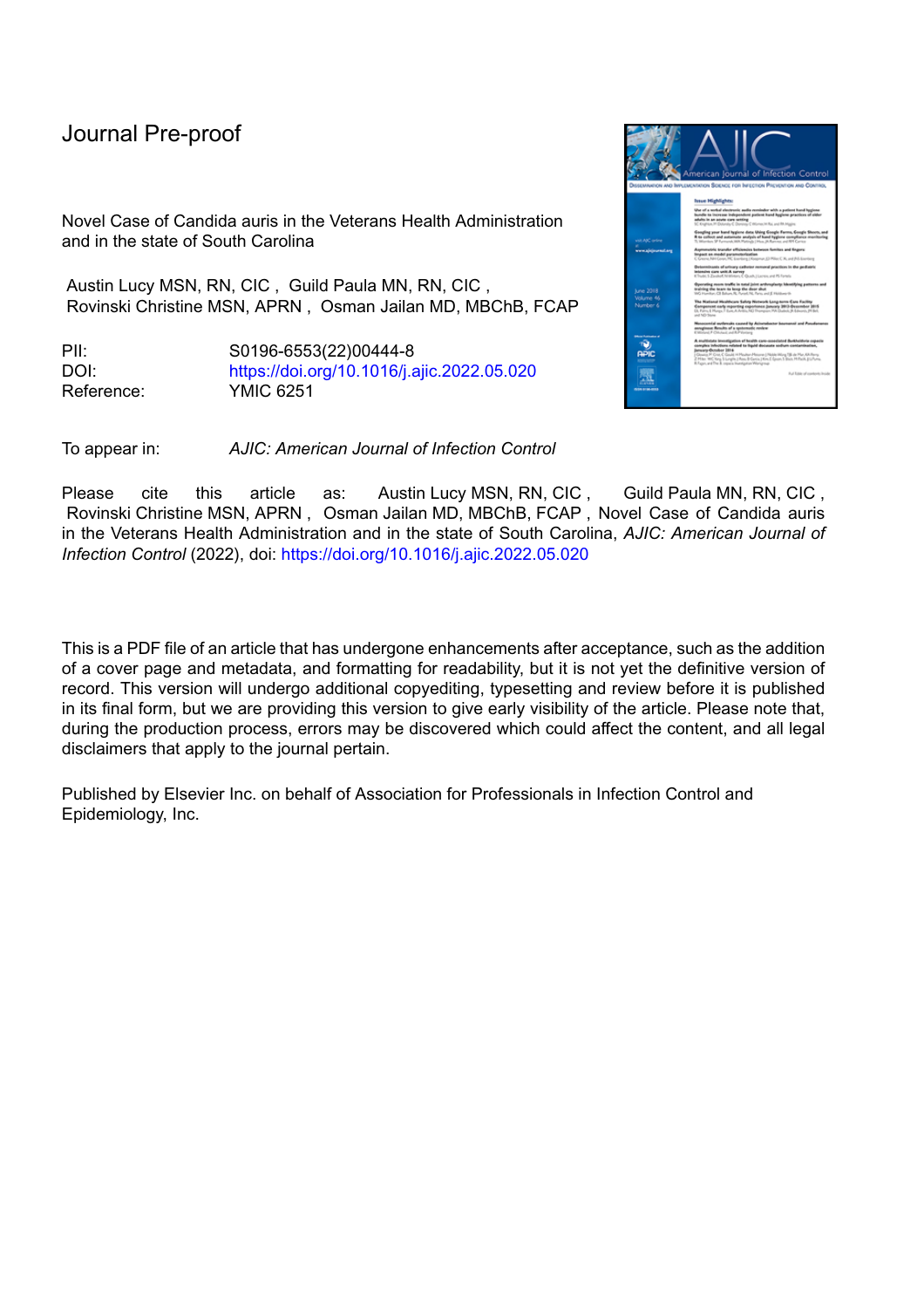Journal Pre-proof

Novel Case of Candida auris in the Veterans Health Administration and in the state of South Carolina

Austin Lucy MSN, RN, CIC , Guild Paula MN, RN, CIC , Rovinski Christine MSN, APRN , Osman Jailan MD, MBChB, FCAP

PII: S0196-6553(22)00444-8
DOI: https://doi.org/10.1016/j.ajic.2022.05.020
Reference: YMIC 6251

To appear in: *AJIC: American Journal of Infection Control*

Please cite this article as: Austin Lucy MSN, RN, CIC , Guild Paula MN, RN, CIC , Rovinski Christine MSN, APRN , Osman Jailan MD, MBChB, FCAP , Novel Case of Candida auris in the Veterans Health Administration and in the state of South Carolina, *AJIC: American Journal of Infection Control* (2022), doi: https://doi.org/10.1016/j.ajic.2022.05.020

This is a PDF file of an article that has undergone enhancements after acceptance, such as the addition of a cover page and metadata, and formatting for readability, but it is not yet the definitive version of record. This version will undergo additional copyediting, typesetting and review before it is published in its final form, but we are providing this version to give early visibility of the article. Please note that, during the production process, errors may be discovered which could affect the content, and all legal disclaimers that apply to the journal pertain.

Published by Elsevier Inc. on behalf of Association for Professionals in Infection Control and Epidemiology, Inc.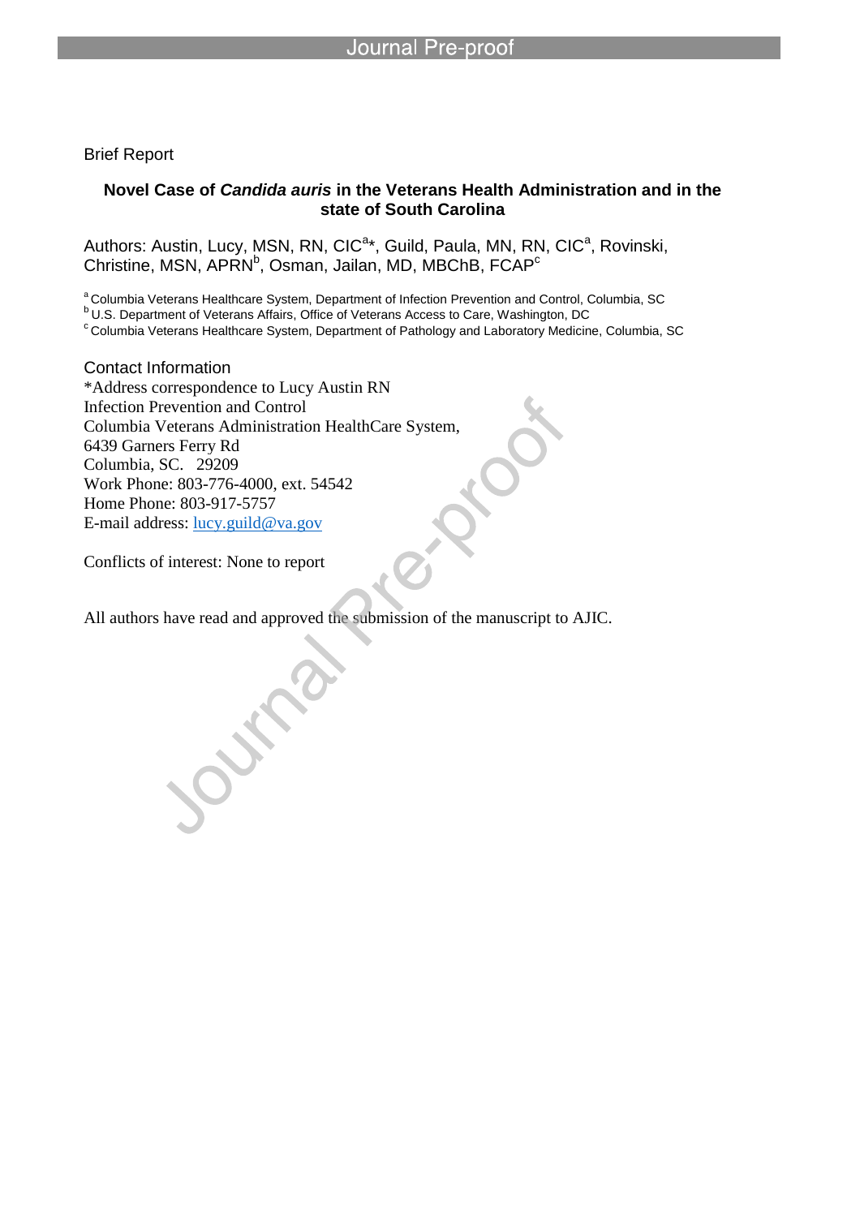Brief Report

## Novel Case of *Candida auris* in the Veterans Health Administration and in the state of South Carolina

Authors: Austin, Lucy, MSN, RN, CIC[a]*, Guild, Paula, MN, RN, CIC[a], Rovinski, Christine, MSN, APRN[b], Osman, Jailan, MD, MBChB, FCAP[c]

[a] Columbia Veterans Healthcare System, Department of Infection Prevention and Control, Columbia, SC
[b] U.S. Department of Veterans Affairs, Office of Veterans Access to Care, Washington, DC
[c] Columbia Veterans Healthcare System, Department of Pathology and Laboratory Medicine, Columbia, SC

Contact Information
*Address correspondence to Lucy Austin RN
Infection Prevention and Control
Columbia Veterans Administration HealthCare System,
6439 Garners Ferry Rd
Columbia, SC. 29209
Work Phone: 803-776-4000, ext. 54542
Home Phone: 803-917-5757
E-mail address: lucy.guild@va.gov

Conflicts of interest: None to report

All authors have read and approved the submission of the manuscript to AJIC.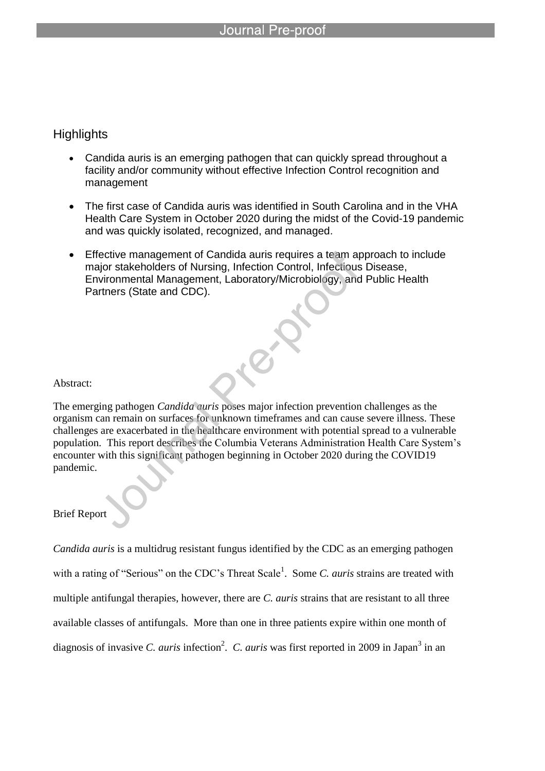## Highlights

- Candida auris is an emerging pathogen that can quickly spread throughout a facility and/or community without effective Infection Control recognition and management
- The first case of Candida auris was identified in South Carolina and in the VHA Health Care System in October 2020 during the midst of the Covid-19 pandemic and was quickly isolated, recognized, and managed.
- Effective management of Candida auris requires a team approach to include major stakeholders of Nursing, Infection Control, Infectious Disease, Environmental Management, Laboratory/Microbiology, and Public Health Partners (State and CDC).

Abstract:

The emerging pathogen *Candida auris* poses major infection prevention challenges as the organism can remain on surfaces for unknown timeframes and can cause severe illness. These challenges are exacerbated in the healthcare environment with potential spread to a vulnerable population. This report describes the Columbia Veterans Administration Health Care System's encounter with this significant pathogen beginning in October 2020 during the COVID19 pandemic.

Brief Report

*Candida auris* is a multidrug resistant fungus identified by the CDC as an emerging pathogen with a rating of "Serious" on the CDC's Threat Scale[1]. Some *C. auris* strains are treated with multiple antifungal therapies, however, there are *C. auris* strains that are resistant to all three available classes of antifungals. More than one in three patients expire within one month of diagnosis of invasive *C. auris* infection[2]. *C. auris* was first reported in 2009 in Japan[3] in an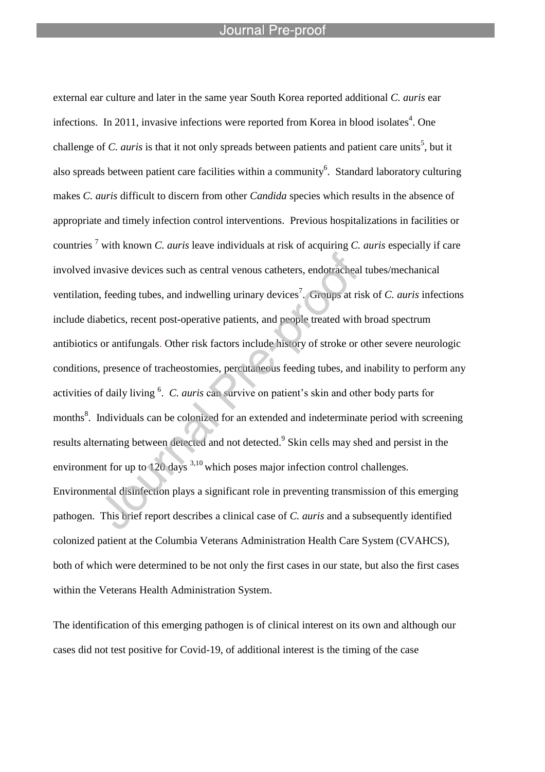external ear culture and later in the same year South Korea reported additional *C. auris* ear infections. In 2011, invasive infections were reported from Korea in blood isolates[4]. One challenge of *C. auris* is that it not only spreads between patients and patient care units[5], but it also spreads between patient care facilities within a community[6]. Standard laboratory culturing makes *C. auris* difficult to discern from other *Candida* species which results in the absence of appropriate and timely infection control interventions. Previous hospitalizations in facilities or countries [7] with known *C. auris* leave individuals at risk of acquiring *C. auris* especially if care involved invasive devices such as central venous catheters, endotracheal tubes/mechanical ventilation, feeding tubes, and indwelling urinary devices[7]. Groups at risk of *C. auris* infections include diabetics, recent post-operative patients, and people treated with broad spectrum antibiotics or antifungals. Other risk factors include history of stroke or other severe neurologic conditions, presence of tracheostomies, percutaneous feeding tubes, and inability to perform any activities of daily living [6]. *C. auris* can survive on patient's skin and other body parts for months[8]. Individuals can be colonized for an extended and indeterminate period with screening results alternating between detected and not detected.[9] Skin cells may shed and persist in the environment for up to 120 days [3,10] which poses major infection control challenges. Environmental disinfection plays a significant role in preventing transmission of this emerging pathogen. This brief report describes a clinical case of *C. auris* and a subsequently identified colonized patient at the Columbia Veterans Administration Health Care System (CVAHCS), both of which were determined to be not only the first cases in our state, but also the first cases within the Veterans Health Administration System.

The identification of this emerging pathogen is of clinical interest on its own and although our cases did not test positive for Covid-19, of additional interest is the timing of the case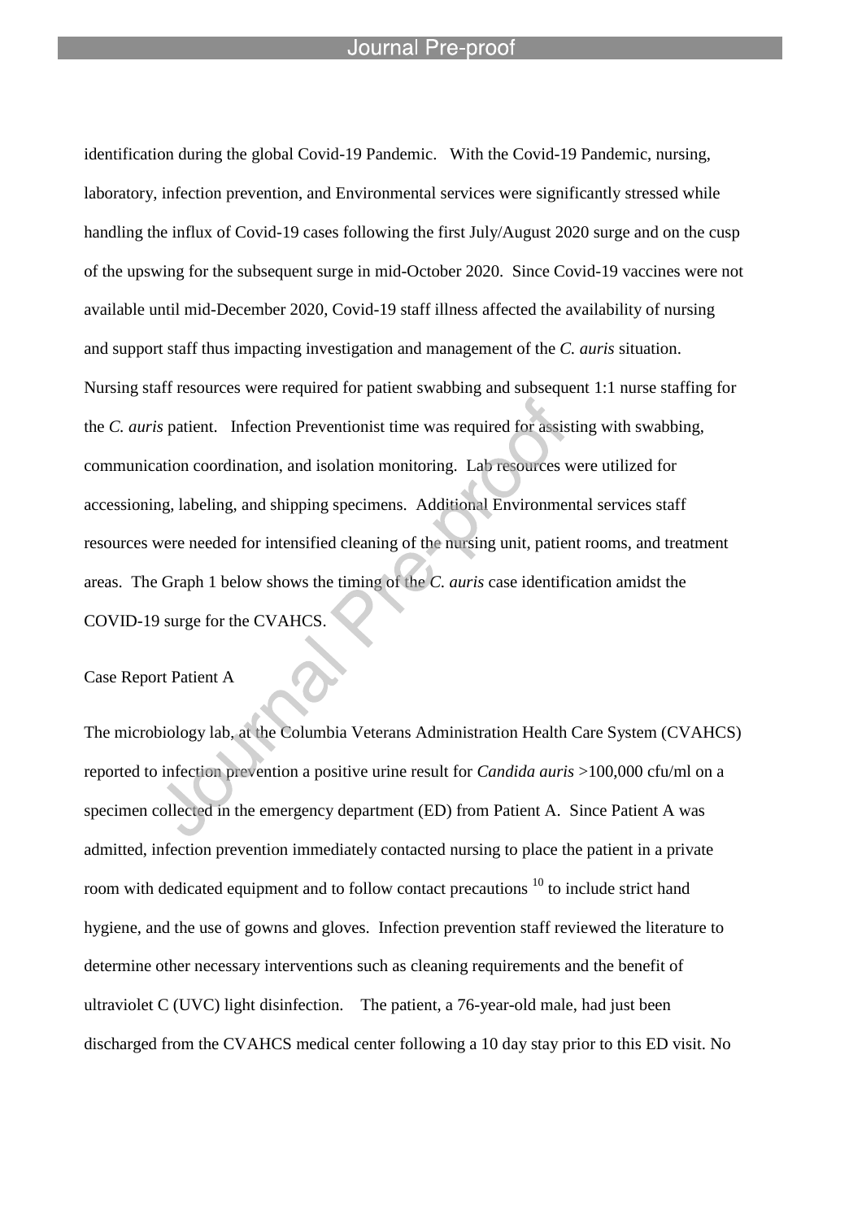identification during the global Covid-19 Pandemic. With the Covid-19 Pandemic, nursing, laboratory, infection prevention, and Environmental services were significantly stressed while handling the influx of Covid-19 cases following the first July/August 2020 surge and on the cusp of the upswing for the subsequent surge in mid-October 2020. Since Covid-19 vaccines were not available until mid-December 2020, Covid-19 staff illness affected the availability of nursing and support staff thus impacting investigation and management of the *C. auris* situation. Nursing staff resources were required for patient swabbing and subsequent 1:1 nurse staffing for the *C. auris* patient. Infection Preventionist time was required for assisting with swabbing, communication coordination, and isolation monitoring. Lab resources were utilized for accessioning, labeling, and shipping specimens. Additional Environmental services staff resources were needed for intensified cleaning of the nursing unit, patient rooms, and treatment areas. The Graph 1 below shows the timing of the *C. auris* case identification amidst the COVID-19 surge for the CVAHCS.

Case Report Patient A

The microbiology lab, at the Columbia Veterans Administration Health Care System (CVAHCS) reported to infection prevention a positive urine result for *Candida auris* >100,000 cfu/ml on a specimen collected in the emergency department (ED) from Patient A. Since Patient A was admitted, infection prevention immediately contacted nursing to place the patient in a private room with dedicated equipment and to follow contact precautions [10] to include strict hand hygiene, and the use of gowns and gloves. Infection prevention staff reviewed the literature to determine other necessary interventions such as cleaning requirements and the benefit of ultraviolet C (UVC) light disinfection. The patient, a 76-year-old male, had just been discharged from the CVAHCS medical center following a 10 day stay prior to this ED visit. No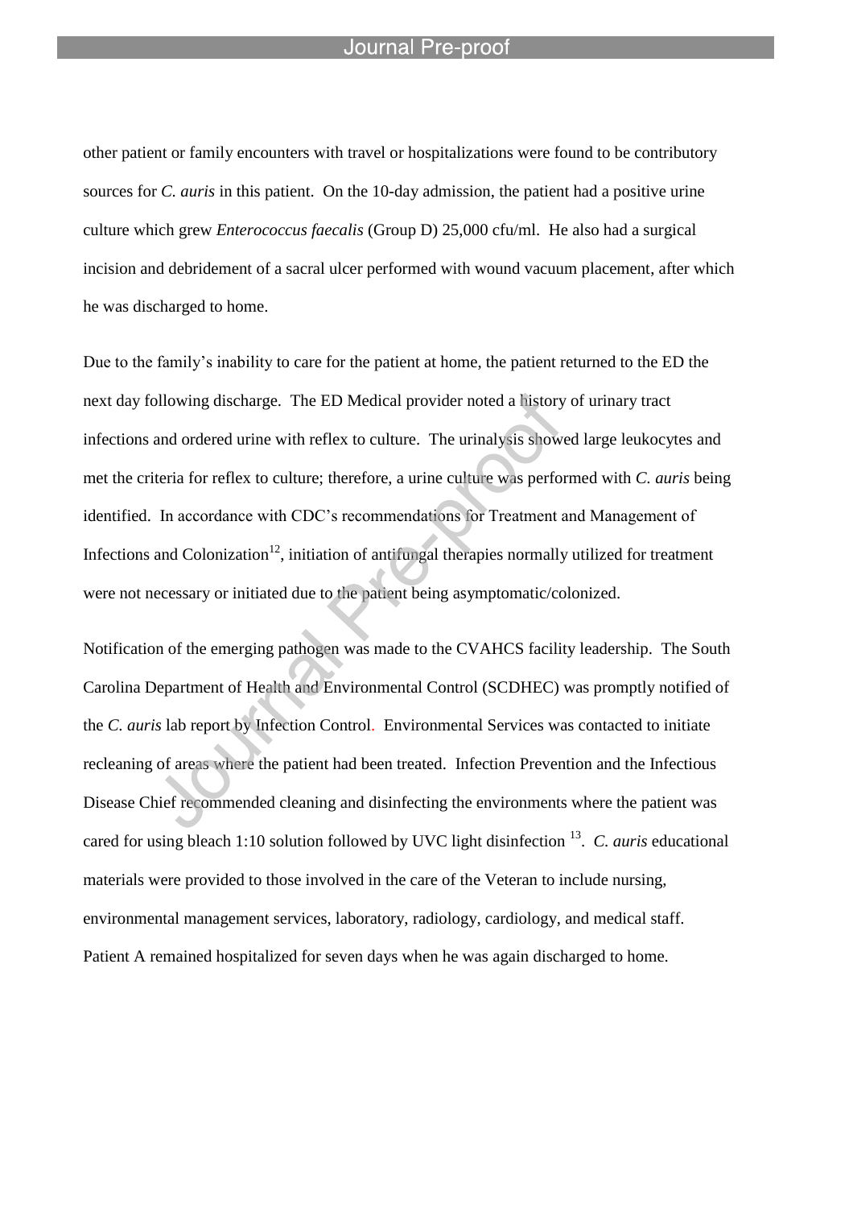other patient or family encounters with travel or hospitalizations were found to be contributory sources for *C. auris* in this patient. On the 10-day admission, the patient had a positive urine culture which grew *Enterococcus faecalis* (Group D) 25,000 cfu/ml. He also had a surgical incision and debridement of a sacral ulcer performed with wound vacuum placement, after which he was discharged to home.

Due to the family's inability to care for the patient at home, the patient returned to the ED the next day following discharge. The ED Medical provider noted a history of urinary tract infections and ordered urine with reflex to culture. The urinalysis showed large leukocytes and met the criteria for reflex to culture; therefore, a urine culture was performed with *C. auris* being identified. In accordance with CDC's recommendations for Treatment and Management of Infections and Colonization[12], initiation of antifungal therapies normally utilized for treatment were not necessary or initiated due to the patient being asymptomatic/colonized.

Notification of the emerging pathogen was made to the CVAHCS facility leadership. The South Carolina Department of Health and Environmental Control (SCDHEC) was promptly notified of the *C. auris* lab report by Infection Control. Environmental Services was contacted to initiate recleaning of areas where the patient had been treated. Infection Prevention and the Infectious Disease Chief recommended cleaning and disinfecting the environments where the patient was cared for using bleach 1:10 solution followed by UVC light disinfection [13]. *C. auris* educational materials were provided to those involved in the care of the Veteran to include nursing, environmental management services, laboratory, radiology, cardiology, and medical staff. Patient A remained hospitalized for seven days when he was again discharged to home.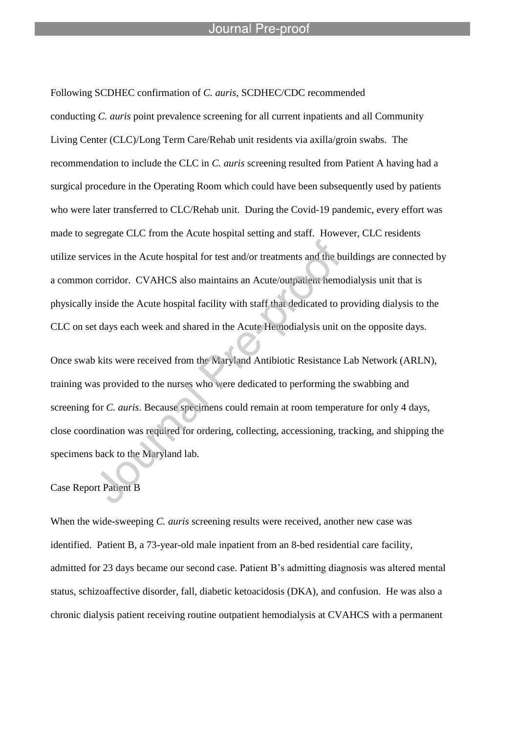Following SCDHEC confirmation of *C. auris,* SCDHEC/CDC recommended conducting *C. auris* point prevalence screening for all current inpatients and all Community Living Center (CLC)/Long Term Care/Rehab unit residents via axilla/groin swabs. The recommendation to include the CLC in *C. auris* screening resulted from Patient A having had a surgical procedure in the Operating Room which could have been subsequently used by patients who were later transferred to CLC/Rehab unit. During the Covid-19 pandemic, every effort was made to segregate CLC from the Acute hospital setting and staff. However, CLC residents utilize services in the Acute hospital for test and/or treatments and the buildings are connected by a common corridor. CVAHCS also maintains an Acute/outpatient hemodialysis unit that is physically inside the Acute hospital facility with staff that dedicated to providing dialysis to the CLC on set days each week and shared in the Acute Hemodialysis unit on the opposite days.

Once swab kits were received from the Maryland Antibiotic Resistance Lab Network (ARLN), training was provided to the nurses who were dedicated to performing the swabbing and screening for *C. auris*. Because specimens could remain at room temperature for only 4 days, close coordination was required for ordering, collecting, accessioning, tracking, and shipping the specimens back to the Maryland lab.

Case Report Patient B

When the wide-sweeping *C. auris* screening results were received, another new case was identified. Patient B, a 73-year-old male inpatient from an 8-bed residential care facility, admitted for 23 days became our second case. Patient B's admitting diagnosis was altered mental status, schizoaffective disorder, fall, diabetic ketoacidosis (DKA), and confusion. He was also a chronic dialysis patient receiving routine outpatient hemodialysis at CVAHCS with a permanent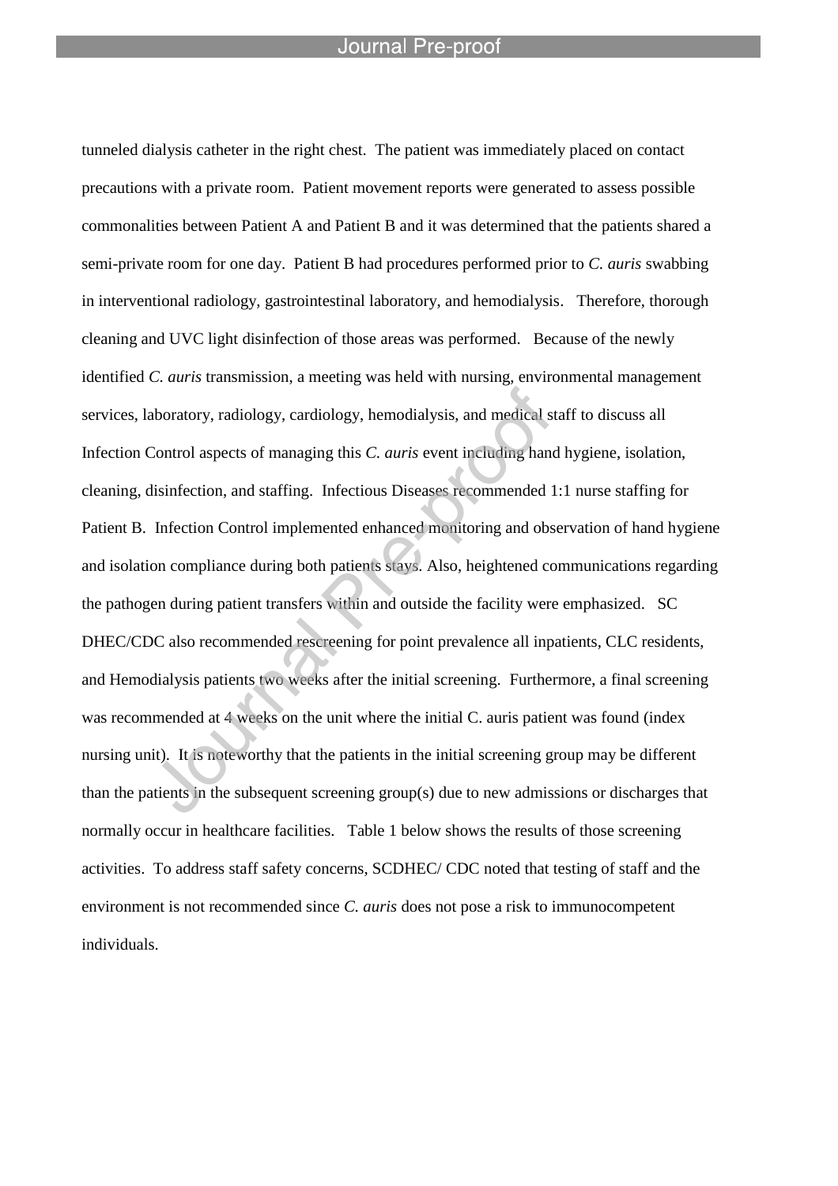tunneled dialysis catheter in the right chest. The patient was immediately placed on contact precautions with a private room. Patient movement reports were generated to assess possible commonalities between Patient A and Patient B and it was determined that the patients shared a semi-private room for one day. Patient B had procedures performed prior to *C. auris* swabbing in interventional radiology, gastrointestinal laboratory, and hemodialysis. Therefore, thorough cleaning and UVC light disinfection of those areas was performed. Because of the newly identified *C. auris* transmission, a meeting was held with nursing, environmental management services, laboratory, radiology, cardiology, hemodialysis, and medical staff to discuss all Infection Control aspects of managing this *C. auris* event including hand hygiene, isolation, cleaning, disinfection, and staffing. Infectious Diseases recommended 1:1 nurse staffing for Patient B. Infection Control implemented enhanced monitoring and observation of hand hygiene and isolation compliance during both patients stays. Also, heightened communications regarding the pathogen during patient transfers within and outside the facility were emphasized. SC DHEC/CDC also recommended rescreening for point prevalence all inpatients, CLC residents, and Hemodialysis patients two weeks after the initial screening. Furthermore, a final screening was recommended at 4 weeks on the unit where the initial C. auris patient was found (index nursing unit). It is noteworthy that the patients in the initial screening group may be different than the patients in the subsequent screening group(s) due to new admissions or discharges that normally occur in healthcare facilities. Table 1 below shows the results of those screening activities. To address staff safety concerns, SCDHEC/ CDC noted that testing of staff and the environment is not recommended since *C. auris* does not pose a risk to immunocompetent individuals.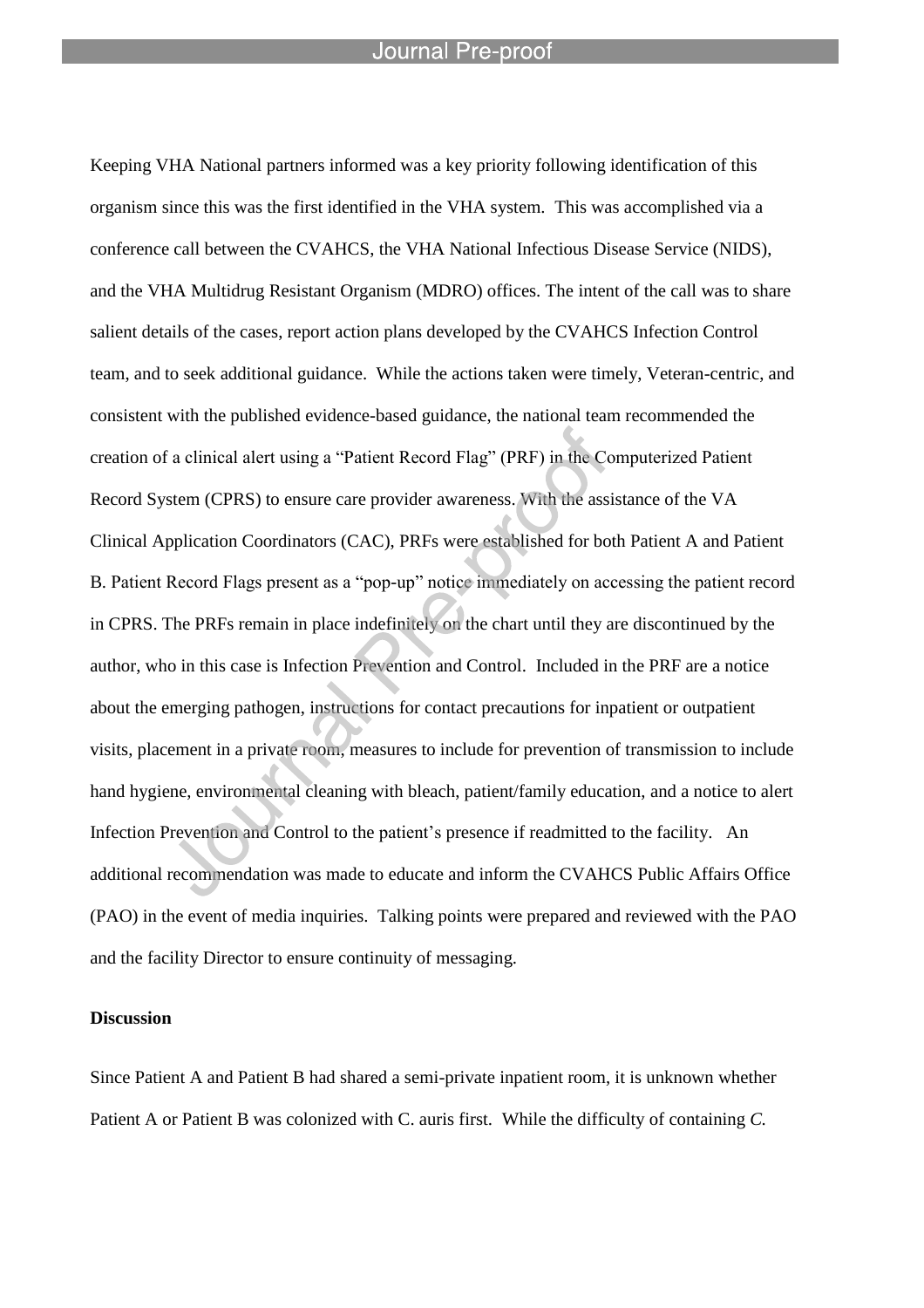Keeping VHA National partners informed was a key priority following identification of this organism since this was the first identified in the VHA system. This was accomplished via a conference call between the CVAHCS, the VHA National Infectious Disease Service (NIDS), and the VHA Multidrug Resistant Organism (MDRO) offices. The intent of the call was to share salient details of the cases, report action plans developed by the CVAHCS Infection Control team, and to seek additional guidance. While the actions taken were timely, Veteran-centric, and consistent with the published evidence-based guidance, the national team recommended the creation of a clinical alert using a "Patient Record Flag" (PRF) in the Computerized Patient Record System (CPRS) to ensure care provider awareness. With the assistance of the VA Clinical Application Coordinators (CAC), PRFs were established for both Patient A and Patient B. Patient Record Flags present as a "pop-up" notice immediately on accessing the patient record in CPRS. The PRFs remain in place indefinitely on the chart until they are discontinued by the author, who in this case is Infection Prevention and Control. Included in the PRF are a notice about the emerging pathogen, instructions for contact precautions for inpatient or outpatient visits, placement in a private room, measures to include for prevention of transmission to include hand hygiene, environmental cleaning with bleach, patient/family education, and a notice to alert Infection Prevention and Control to the patient's presence if readmitted to the facility. An additional recommendation was made to educate and inform the CVAHCS Public Affairs Office (PAO) in the event of media inquiries. Talking points were prepared and reviewed with the PAO and the facility Director to ensure continuity of messaging.

**Discussion**

Since Patient A and Patient B had shared a semi-private inpatient room, it is unknown whether Patient A or Patient B was colonized with C. auris first. While the difficulty of containing *C.*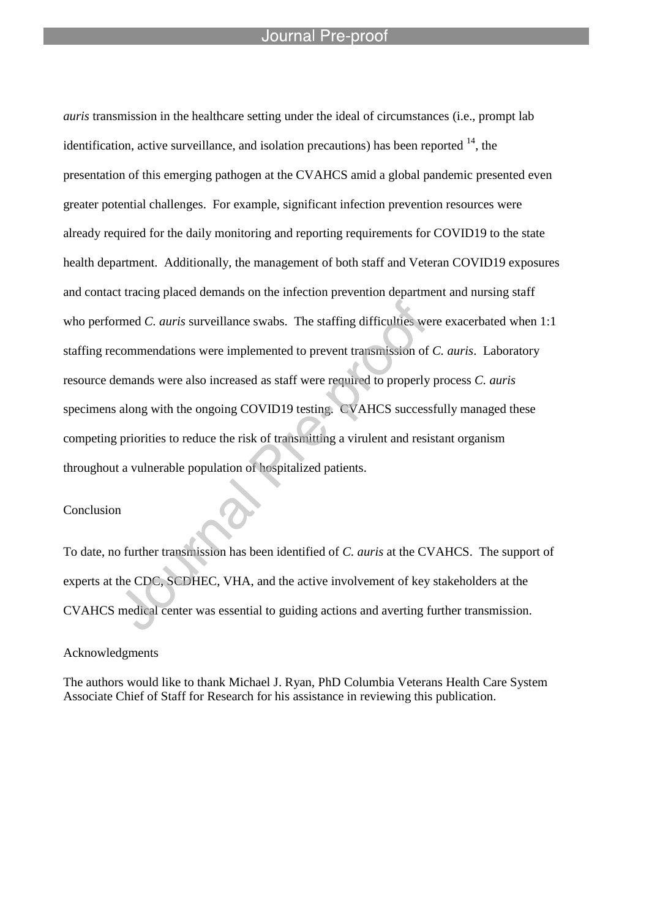*auris* transmission in the healthcare setting under the ideal of circumstances (i.e., prompt lab identification, active surveillance, and isolation precautions) has been reported [14], the presentation of this emerging pathogen at the CVAHCS amid a global pandemic presented even greater potential challenges. For example, significant infection prevention resources were already required for the daily monitoring and reporting requirements for COVID19 to the state health department. Additionally, the management of both staff and Veteran COVID19 exposures and contact tracing placed demands on the infection prevention department and nursing staff who performed *C. auris* surveillance swabs. The staffing difficulties were exacerbated when 1:1 staffing recommendations were implemented to prevent transmission of *C. auris*. Laboratory resource demands were also increased as staff were required to properly process *C. auris* specimens along with the ongoing COVID19 testing. CVAHCS successfully managed these competing priorities to reduce the risk of transmitting a virulent and resistant organism throughout a vulnerable population of hospitalized patients.

## Conclusion

To date, no further transmission has been identified of *C. auris* at the CVAHCS. The support of experts at the CDC, SCDHEC, VHA, and the active involvement of key stakeholders at the CVAHCS medical center was essential to guiding actions and averting further transmission.

## Acknowledgments

The authors would like to thank Michael J. Ryan, PhD Columbia Veterans Health Care System Associate Chief of Staff for Research for his assistance in reviewing this publication.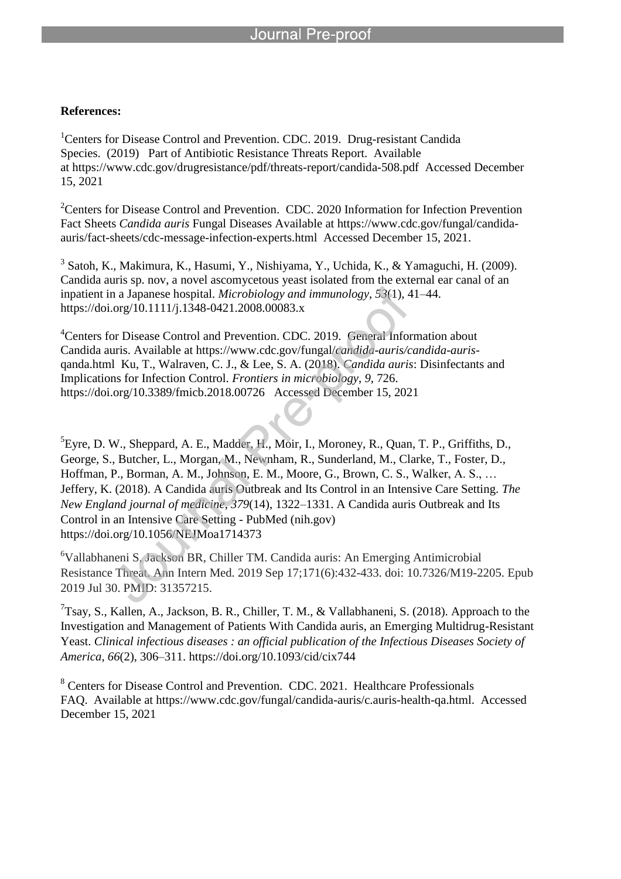**References:**

[1]Centers for Disease Control and Prevention. CDC. 2019. Drug-resistant Candida Species. (2019) Part of Antibiotic Resistance Threats Report. Available at https://www.cdc.gov/drugresistance/pdf/threats-report/candida-508.pdf Accessed December 15, 2021

[2]Centers for Disease Control and Prevention. CDC. 2020 Information for Infection Prevention Fact Sheets *Candida auris* Fungal Diseases Available at https://www.cdc.gov/fungal/candida-auris/fact-sheets/cdc-message-infection-experts.html Accessed December 15, 2021.

[3] Satoh, K., Makimura, K., Hasumi, Y., Nishiyama, Y., Uchida, K., & Yamaguchi, H. (2009). Candida auris sp. nov, a novel ascomycetous yeast isolated from the external ear canal of an inpatient in a Japanese hospital. *Microbiology and immunology*, *53*(1), 41–44. https://doi.org/10.1111/j.1348-0421.2008.00083.x

[4]Centers for Disease Control and Prevention. CDC. 2019. General Information about Candida auris. Available at https://www.cdc.gov/fungal/candida-auris/candida-auris-qanda.html Ku, T., Walraven, C. J., & Lee, S. A. (2018). *Candida auris*: Disinfectants and Implications for Infection Control. *Frontiers in microbiology*, *9*, 726. https://doi.org/10.3389/fmicb.2018.00726 Accessed December 15, 2021

[5]Eyre, D. W., Sheppard, A. E., Madder, H., Moir, I., Moroney, R., Quan, T. P., Griffiths, D., George, S., Butcher, L., Morgan, M., Newnham, R., Sunderland, M., Clarke, T., Foster, D., Hoffman, P., Borman, A. M., Johnson, E. M., Moore, G., Brown, C. S., Walker, A. S., … Jeffery, K. (2018). A Candida auris Outbreak and Its Control in an Intensive Care Setting. *The New England journal of medicine*, *379*(14), 1322–1331. A Candida auris Outbreak and Its Control in an Intensive Care Setting - PubMed (nih.gov) https://doi.org/10.1056/NEJMoa1714373

[6]Vallabhaneni S, Jackson BR, Chiller TM. Candida auris: An Emerging Antimicrobial Resistance Threat. Ann Intern Med. 2019 Sep 17;171(6):432-433. doi: 10.7326/M19-2205. Epub 2019 Jul 30. PMID: 31357215.

[7]Tsay, S., Kallen, A., Jackson, B. R., Chiller, T. M., & Vallabhaneni, S. (2018). Approach to the Investigation and Management of Patients With Candida auris, an Emerging Multidrug-Resistant Yeast. *Clinical infectious diseases : an official publication of the Infectious Diseases Society of America*, *66*(2), 306–311. https://doi.org/10.1093/cid/cix744

[8] Centers for Disease Control and Prevention. CDC. 2021. Healthcare Professionals FAQ. Available at https://www.cdc.gov/fungal/candida-auris/c.auris-health-qa.html. Accessed December 15, 2021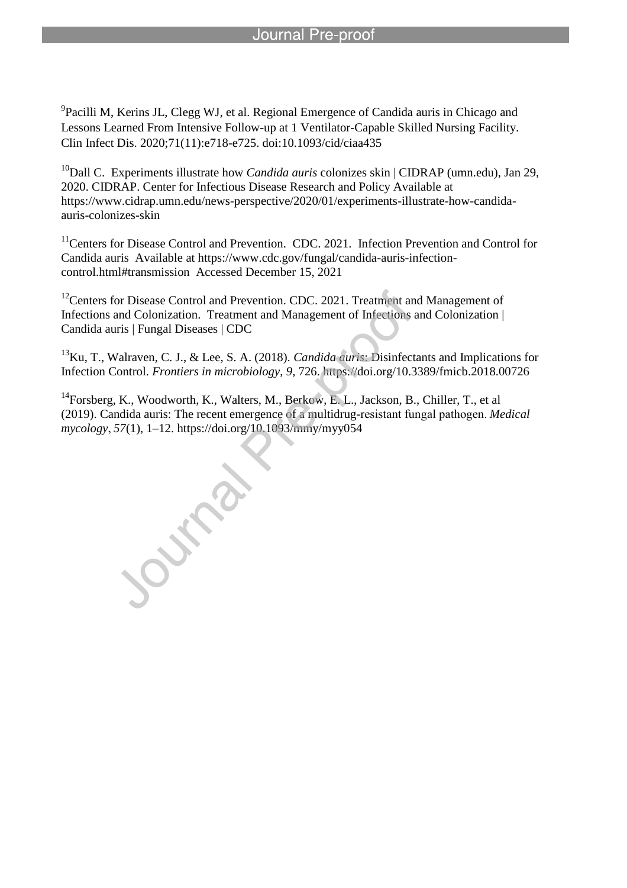[9]Pacilli M, Kerins JL, Clegg WJ, et al. Regional Emergence of Candida auris in Chicago and Lessons Learned From Intensive Follow-up at 1 Ventilator-Capable Skilled Nursing Facility. Clin Infect Dis. 2020;71(11):e718-e725. doi:10.1093/cid/ciaa435

[10]Dall C. Experiments illustrate how *Candida auris* colonizes skin | CIDRAP (umn.edu), Jan 29, 2020. CIDRAP. Center for Infectious Disease Research and Policy Available at https://www.cidrap.umn.edu/news-perspective/2020/01/experiments-illustrate-how-candida-auris-colonizes-skin

[11]Centers for Disease Control and Prevention. CDC. 2021. Infection Prevention and Control for Candida auris Available at https://www.cdc.gov/fungal/candida-auris-infection-control.html#transmission Accessed December 15, 2021

[12]Centers for Disease Control and Prevention. CDC. 2021. Treatment and Management of Infections and Colonization. Treatment and Management of Infections and Colonization | Candida auris | Fungal Diseases | CDC

[13]Ku, T., Walraven, C. J., & Lee, S. A. (2018). *Candida auris*: Disinfectants and Implications for Infection Control. *Frontiers in microbiology*, *9*, 726. https://doi.org/10.3389/fmicb.2018.00726

[14]Forsberg, K., Woodworth, K., Walters, M., Berkow, E. L., Jackson, B., Chiller, T., et al (2019). Candida auris: The recent emergence of a multidrug-resistant fungal pathogen. *Medical mycology*, *57*(1), 1–12. https://doi.org/10.1093/mmy/myy054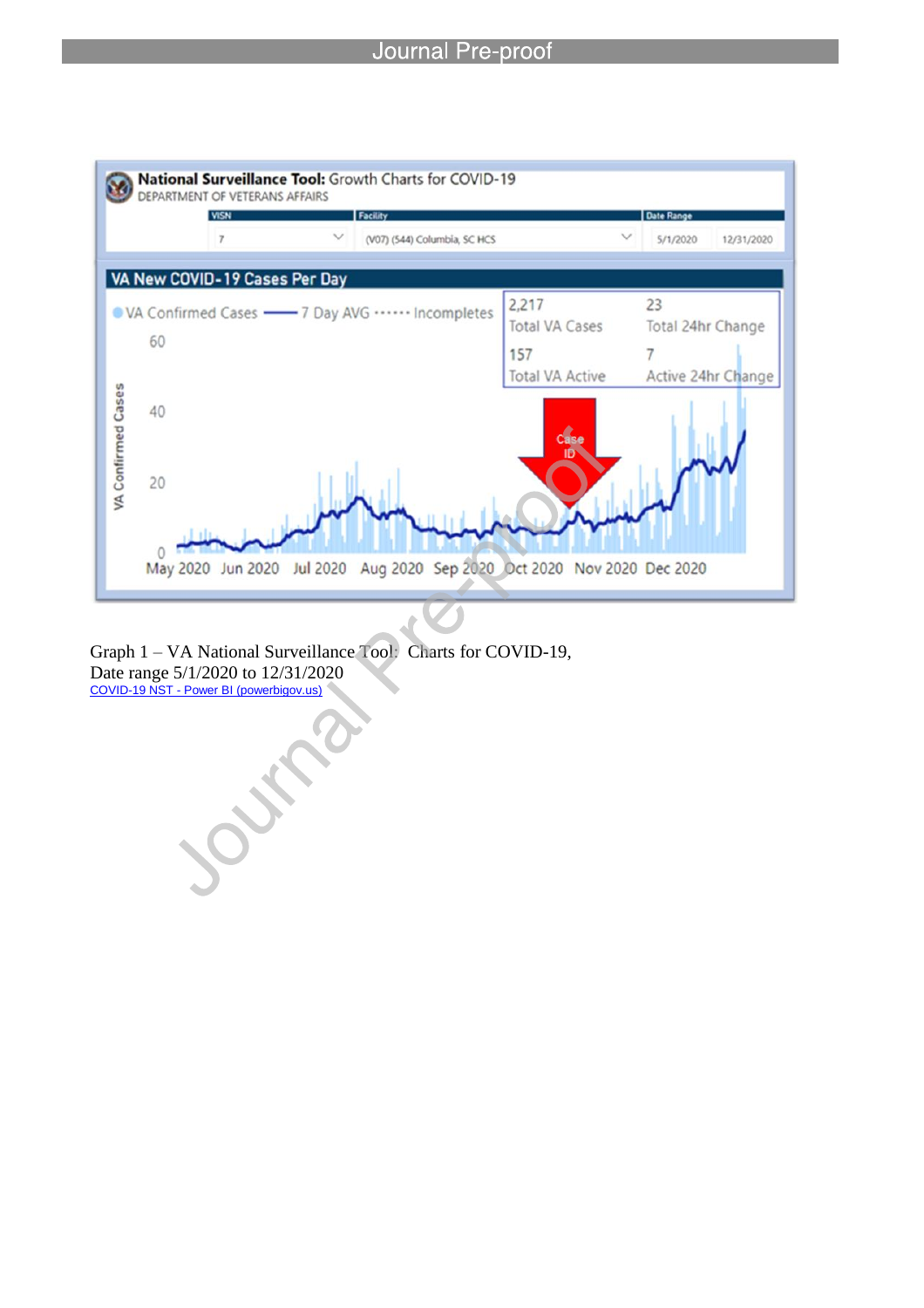Graph 1 – VA National Surveillance Tool: Charts for COVID-19, Date range 5/1/2020 to 12/31/2020

COVID-19 NST - Power BI (powerbigov.us)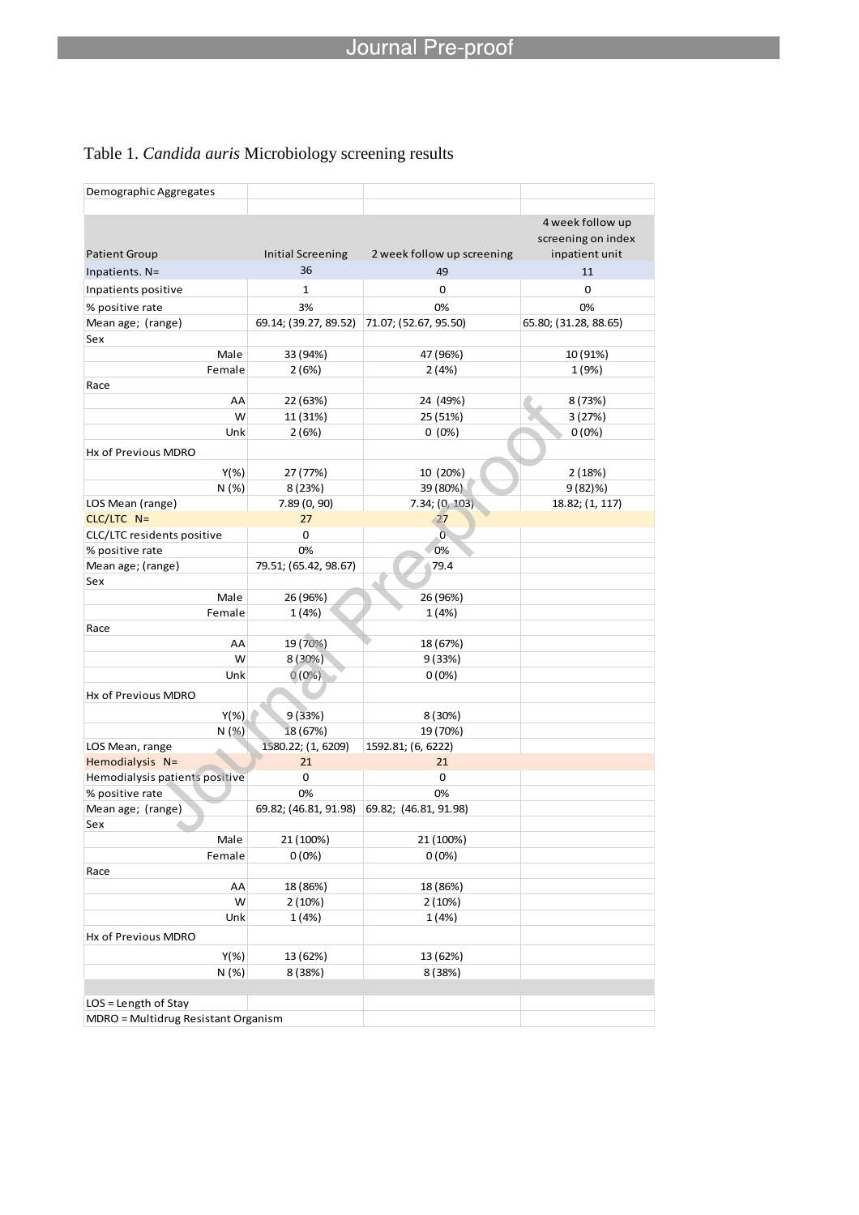Table 1. *Candida auris* Microbiology screening results

| Demographic Aggregates | | | |
|---|---|---|---|
| Patient Group | Initial Screening | 2 week follow up screening | 4 week follow up screening on index inpatient unit |
| Inpatients. N= | 36 | 49 | 11 |
| Inpatients positive | 1 | 0 | 0 |
| % positive rate | 3% | 0% | 0% |
| Mean age; (range) | 69.14; (39.27, 89.52) | 71.07; (52.67, 95.50) | 65.80; (31.28, 88.65) |
| Sex | | | |
| Male | 33 (94%) | 47 (96%) | 10 (91%) |
| Female | 2 (6%) | 2 (4%) | 1 (9%) |
| Race | | | |
| AA | 22 (63%) | 24 (49%) | 8 (73%) |
| W | 11 (31%) | 25 (51%) | 3 (27%) |
| Unk | 2 (6%) | 0 (0%) | 0 (0%) |
| Hx of Previous MDRO | | | |
| Y(%) | 27 (77%) | 10 (20%) | 2 (18%) |
| N (%) | 8 (23%) | 39 (80%) | 9 (82)% |
| LOS Mean (range) | 7.89 (0, 90) | 7.34; (0, 103) | 18.82; (1, 117) |
| CLC/LTC N= | 27 | 27 | |
| CLC/LTC residents positive | 0 | 0 | |
| % positive rate | 0% | 0% | |
| Mean age; (range) | 79.51; (65.42, 98.67) | 79.4 | |
| Sex | | | |
| Male | 26 (96%) | 26 (96%) | |
| Female | 1 (4%) | 1 (4%) | |
| Race | | | |
| AA | 19 (70%) | 18 (67%) | |
| W | 8 (30%) | 9 (33%) | |
| Unk | 0 (0%) | 0 (0%) | |
| Hx of Previous MDRO | | | |
| Y(%) | 9 (33%) | 8 (30%) | |
| N (%) | 18 (67%) | 19 (70%) | |
| LOS Mean, range | 1580.22; (1, 6209) | 1592.81; (6, 6222) | |
| Hemodialysis N= | 21 | 21 | |
| Hemodialysis patients positive | 0 | 0 | |
| % positive rate | 0% | 0% | |
| Mean age; (range) | 69.82; (46.81, 91.98) | 69.82; (46.81, 91.98) | |
| Sex | | | |
| Male | 21 (100%) | 21 (100%) | |
| Female | 0 (0%) | 0 (0%) | |
| Race | | | |
| AA | 18 (86%) | 18 (86%) | |
| W | 2 (10%) | 2 (10%) | |
| Unk | 1 (4%) | 1 (4%) | |
| Hx of Previous MDRO | | | |
| Y(%) | 13 (62%) | 13 (62%) | |
| N (%) | 8 (38%) | 8 (38%) | |

LOS = Length of Stay

MDRO = Multidrug Resistant Organism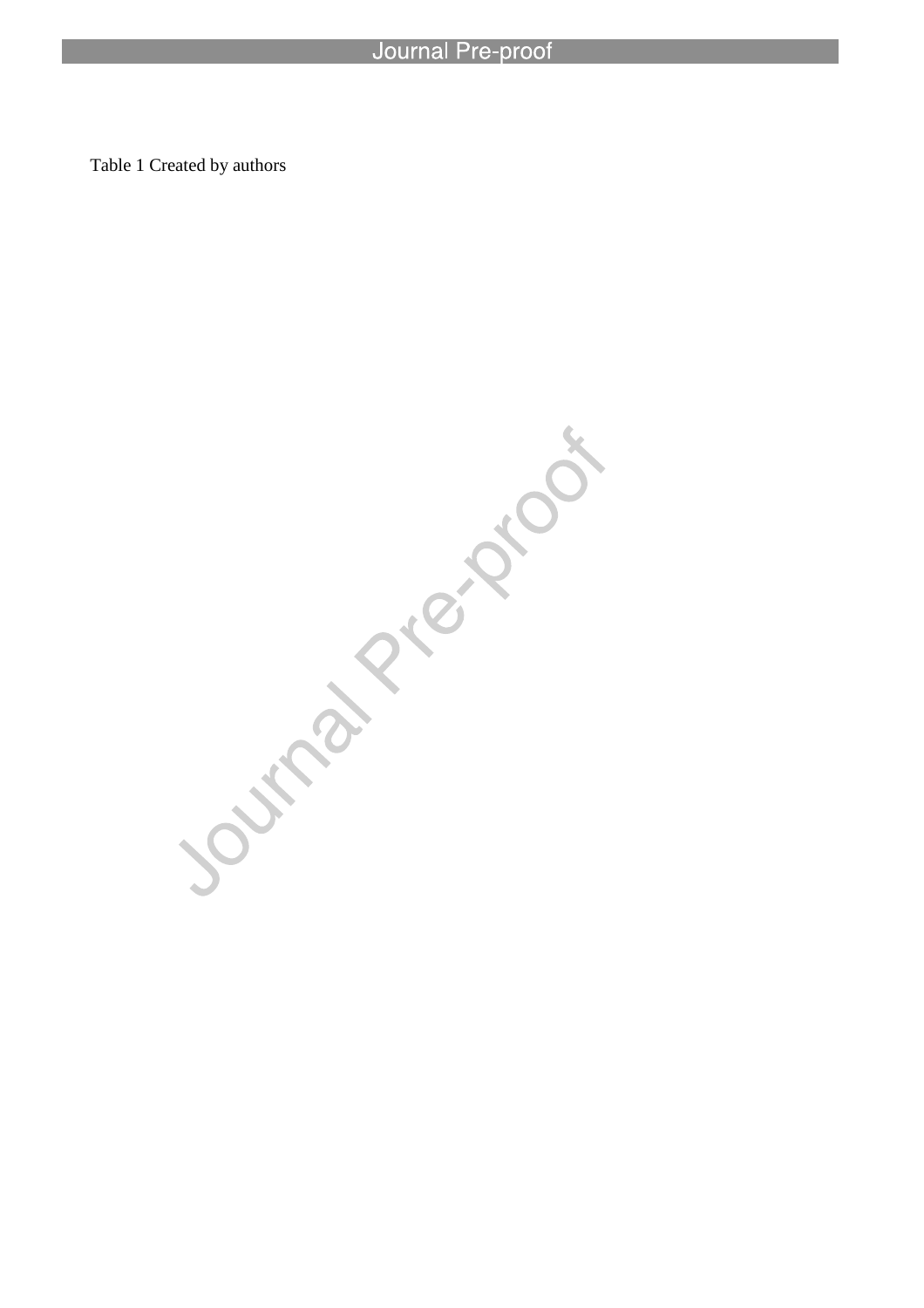Table 1 Created by authors